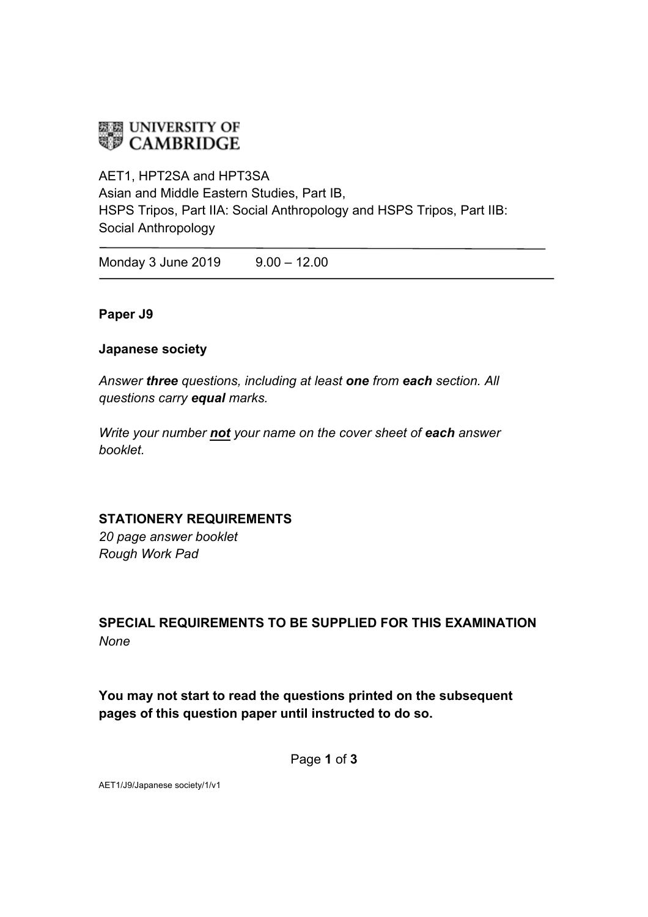UNIVERSITY OF CAMBRIDGE

AET1, HPT2SA and HPT3SA
Asian and Middle Eastern Studies, Part IB,
HSPS Tripos, Part IIA: Social Anthropology and HSPS Tripos, Part IIB: Social Anthropology

---

Monday 3 June 2019 9.00 – 12.00

---

**Paper J9**

**Japanese society**

*Answer **three** questions, including at least **one** from **each** section. All questions carry **equal** marks.*

*Write your number **not** your name on the cover sheet of **each** answer booklet.*

**STATIONERY REQUIREMENTS**
*20 page answer booklet*
*Rough Work Pad*

**SPECIAL REQUIREMENTS TO BE SUPPLIED FOR THIS EXAMINATION**
*None*

**You may not start to read the questions printed on the subsequent pages of this question paper until instructed to do so.**

AET1/J9/Japanese society/1/v1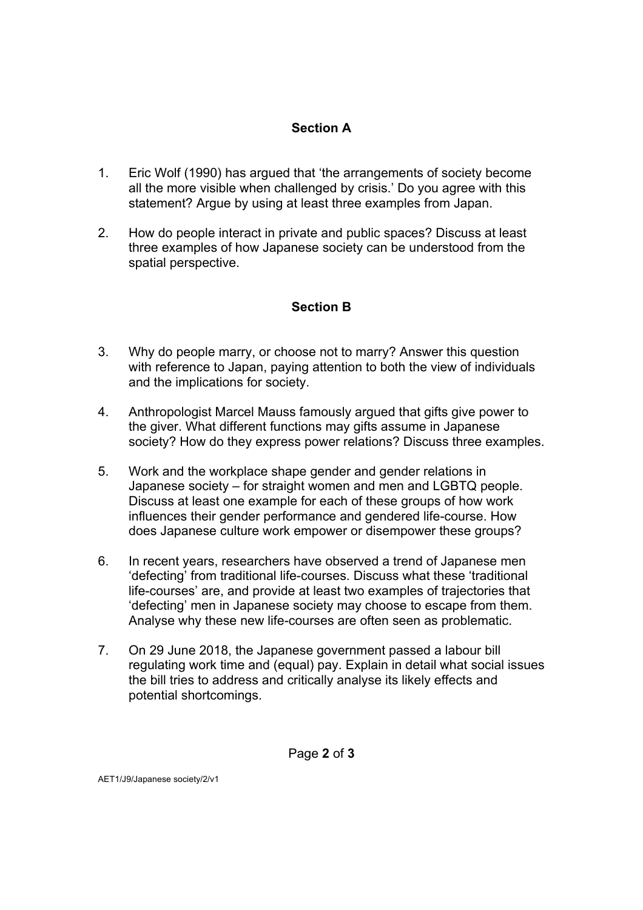## Section A

1. Eric Wolf (1990) has argued that 'the arrangements of society become all the more visible when challenged by crisis.' Do you agree with this statement? Argue by using at least three examples from Japan.

2. How do people interact in private and public spaces? Discuss at least three examples of how Japanese society can be understood from the spatial perspective.

## Section B

3. Why do people marry, or choose not to marry? Answer this question with reference to Japan, paying attention to both the view of individuals and the implications for society.

4. Anthropologist Marcel Mauss famously argued that gifts give power to the giver. What different functions may gifts assume in Japanese society? How do they express power relations? Discuss three examples.

5. Work and the workplace shape gender and gender relations in Japanese society – for straight women and men and LGBTQ people. Discuss at least one example for each of these groups of how work influences their gender performance and gendered life-course. How does Japanese culture work empower or disempower these groups?

6. In recent years, researchers have observed a trend of Japanese men 'defecting' from traditional life-courses. Discuss what these 'traditional life-courses' are, and provide at least two examples of trajectories that 'defecting' men in Japanese society may choose to escape from them. Analyse why these new life-courses are often seen as problematic.

7. On 29 June 2018, the Japanese government passed a labour bill regulating work time and (equal) pay. Explain in detail what social issues the bill tries to address and critically analyse its likely effects and potential shortcomings.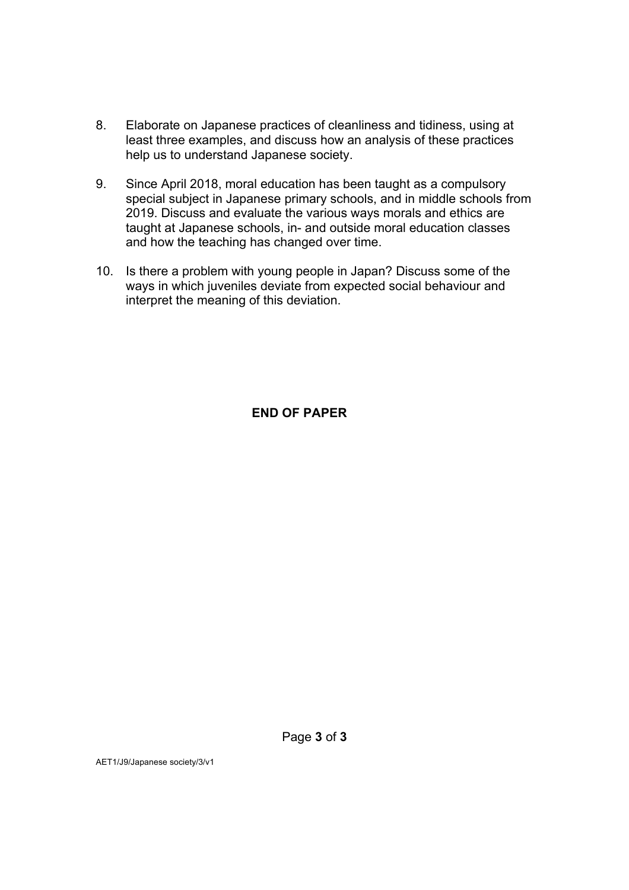8. Elaborate on Japanese practices of cleanliness and tidiness, using at least three examples, and discuss how an analysis of these practices help us to understand Japanese society.

9. Since April 2018, moral education has been taught as a compulsory special subject in Japanese primary schools, and in middle schools from 2019. Discuss and evaluate the various ways morals and ethics are taught at Japanese schools, in- and outside moral education classes and how the teaching has changed over time.

10. Is there a problem with young people in Japan? Discuss some of the ways in which juveniles deviate from expected social behaviour and interpret the meaning of this deviation.

**END OF PAPER**